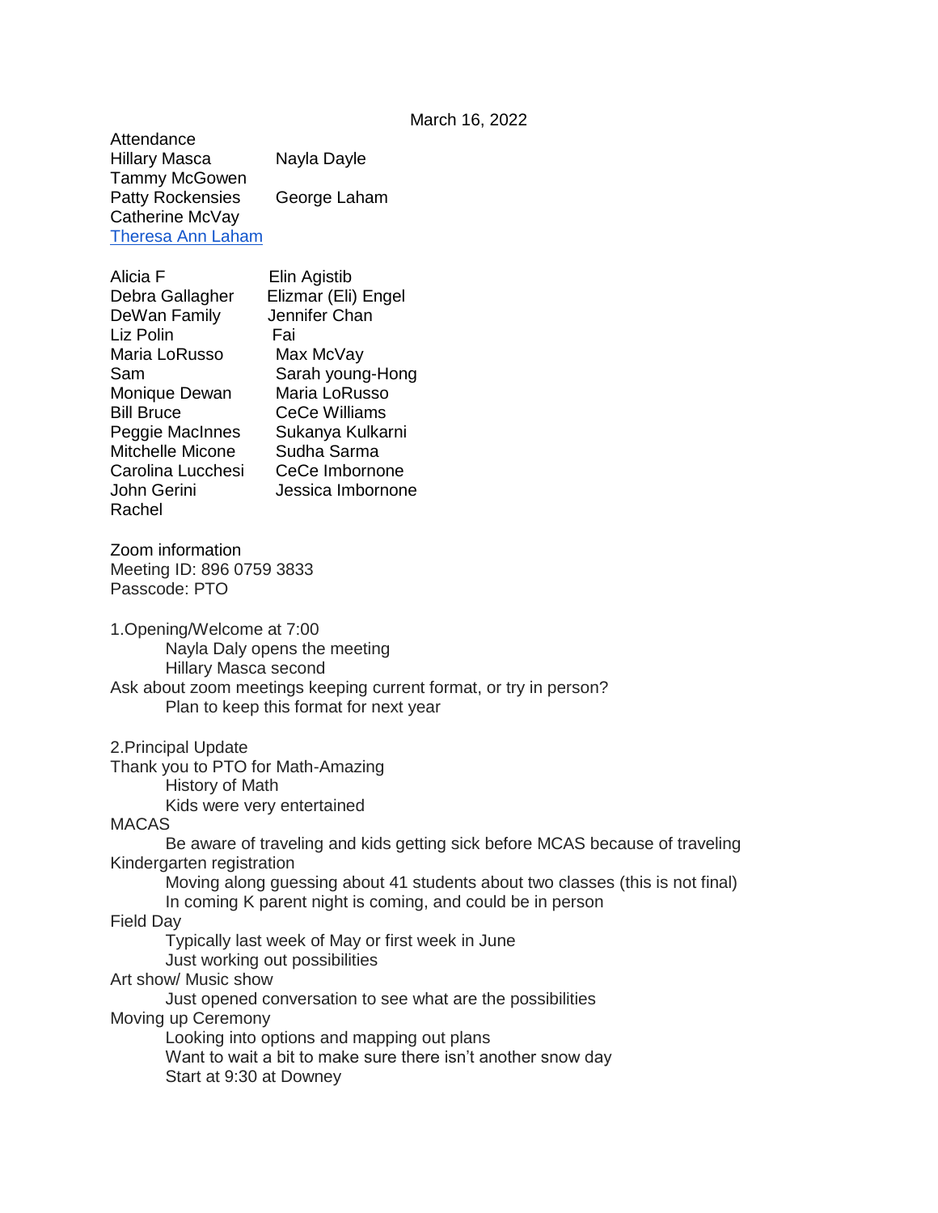March 16, 2022

Attendance

Hillary Masca
Nayla Dayle
Tammy McGowen
Patty Rockensies
George Laham
Catherine McVay
Theresa Ann Laham

Alicia F
Elin Agistib
Debra Gallagher
Elizmar (Eli) Engel
DeWan Family
Jennifer Chan
Liz Polin
Fai
Maria LoRusso
Max McVay
Sam
Sarah young-Hong
Monique Dewan
Maria LoRusso
Bill Bruce
CeCe Williams
Peggie MacInnes
Sukanya Kulkarni
Mitchelle Micone
Sudha Sarma
Carolina Lucchesi
CeCe Imbornone
John Gerini
Jessica Imbornone
Rachel

Zoom information
Meeting ID: 896 0759 3833
Passcode: PTO

1.Opening/Welcome at 7:00
- Nayla Daly opens the meeting
- Hillary Masca second

Ask about zoom meetings keeping current format, or try in person?
- Plan to keep this format for next year

2.Principal Update

Thank you to PTO for Math-Amazing
- History of Math
- Kids were very entertained

MACAS
- Be aware of traveling and kids getting sick before MCAS because of traveling

Kindergarten registration
- Moving along guessing about 41 students about two classes (this is not final)
- In coming K parent night is coming, and could be in person

Field Day
- Typically last week of May or first week in June
- Just working out possibilities

Art show/ Music show
- Just opened conversation to see what are the possibilities

Moving up Ceremony
- Looking into options and mapping out plans
- Want to wait a bit to make sure there isn't another snow day
- Start at 9:30 at Downey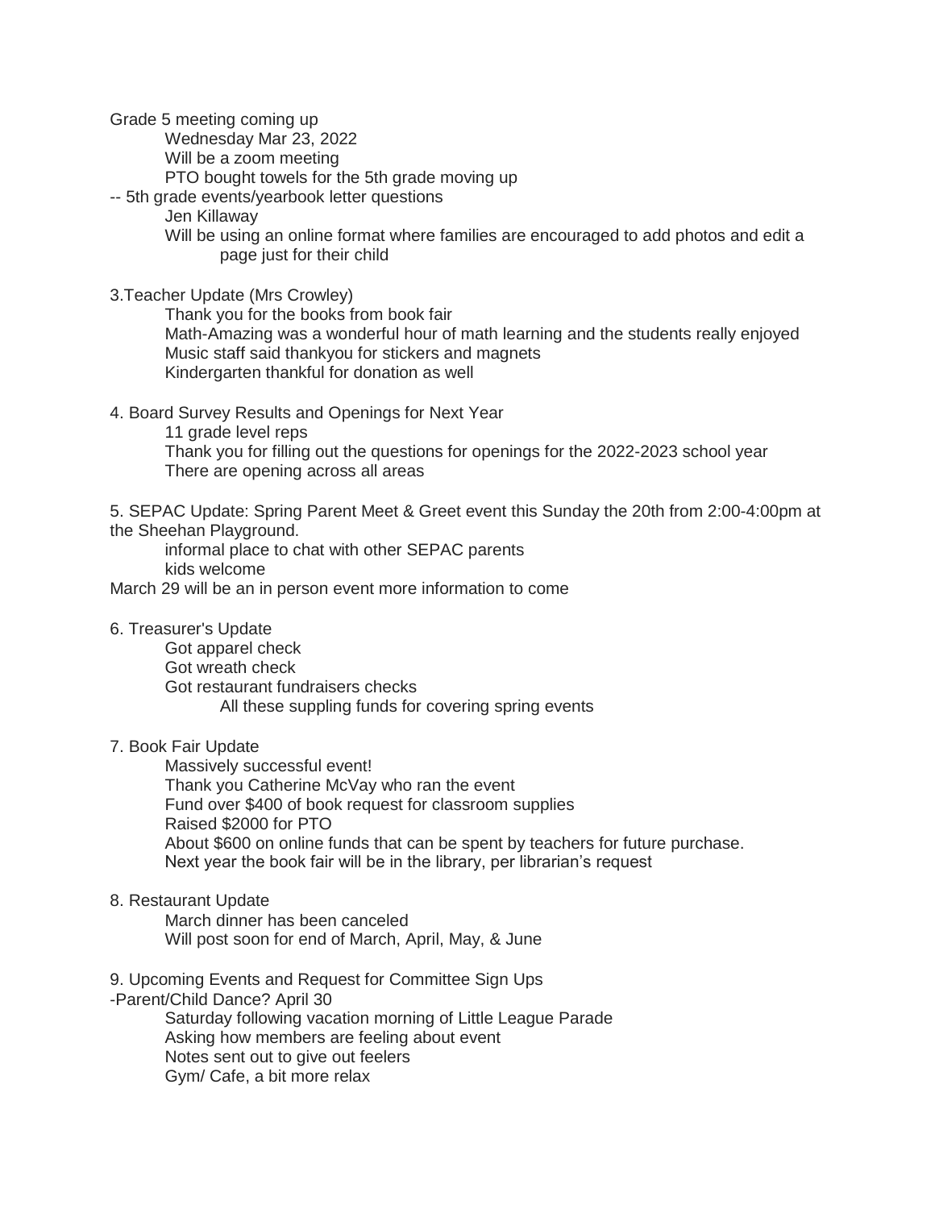Grade 5 meeting coming up

- Wednesday Mar 23, 2022
- Will be a zoom meeting
- PTO bought towels for the 5th grade moving up

-- 5th grade events/yearbook letter questions

- Jen Killaway
- Will be using an online format where families are encouraged to add photos and edit a page just for their child

3.Teacher Update (Mrs Crowley)

- Thank you for the books from book fair
- Math-Amazing was a wonderful hour of math learning and the students really enjoyed
- Music staff said thankyou for stickers and magnets
- Kindergarten thankful for donation as well

4. Board Survey Results and Openings for Next Year

- 11 grade level reps
- Thank you for filling out the questions for openings for the 2022-2023 school year
- There are opening across all areas

5. SEPAC Update: Spring Parent Meet & Greet event this Sunday the 20th from 2:00-4:00pm at the Sheehan Playground.

- informal place to chat with other SEPAC parents
- kids welcome

March 29 will be an in person event more information to come

6. Treasurer's Update

- Got apparel check
- Got wreath check
- Got restaurant fundraisers checks
  - All these suppling funds for covering spring events

7. Book Fair Update

- Massively successful event!
- Thank you Catherine McVay who ran the event
- Fund over $400 of book request for classroom supplies
- Raised $2000 for PTO
- About $600 on online funds that can be spent by teachers for future purchase.
- Next year the book fair will be in the library, per librarian's request

8. Restaurant Update

- March dinner has been canceled
- Will post soon for end of March, April, May, & June

9. Upcoming Events and Request for Committee Sign Ups

-Parent/Child Dance? April 30

- Saturday following vacation morning of Little League Parade
- Asking how members are feeling about event
- Notes sent out to give out feelers
- Gym/ Cafe, a bit more relax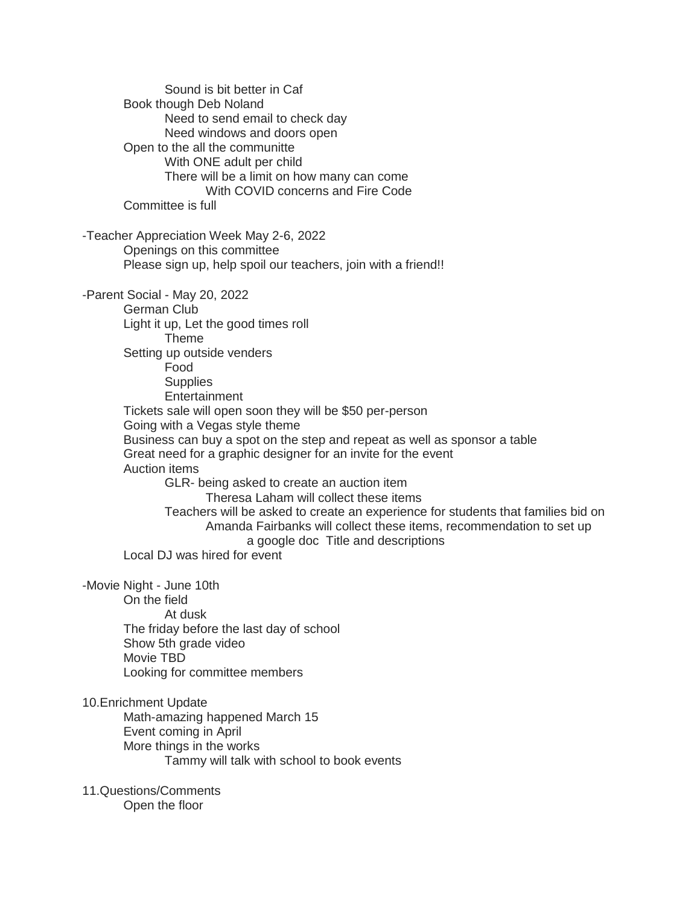- Sound is bit better in Caf
    - Book though Deb Noland
        - Need to send email to check day
        - Need windows and doors open
    - Open to the all the communitte
        - With ONE adult per child
        - There will be a limit on how many can come
            - With COVID concerns and Fire Code
    - Committee is full

-Teacher Appreciation Week May 2-6, 2022
- Openings on this committee
- Please sign up, help spoil our teachers, join with a friend!!

-Parent Social - May 20, 2022
- German Club
- Light it up, Let the good times roll
    - Theme
- Setting up outside venders
    - Food
    - Supplies
    - Entertainment
- Tickets sale will open soon they will be $50 per-person
- Going with a Vegas style theme
- Business can buy a spot on the step and repeat as well as sponsor a table
- Great need for a graphic designer for an invite for the event
- Auction items
    - GLR- being asked to create an auction item
        - Theresa Laham will collect these items
    - Teachers will be asked to create an experience for students that families bid on
        - Amanda Fairbanks will collect these items, recommendation to set up a google doc Title and descriptions
- Local DJ was hired for event

-Movie Night - June 10th
- On the field
    - At dusk
- The friday before the last day of school
- Show 5th grade video
- Movie TBD
- Looking for committee members

10.Enrichment Update
- Math-amazing happened March 15
- Event coming in April
- More things in the works
    - Tammy will talk with school to book events

11.Questions/Comments
- Open the floor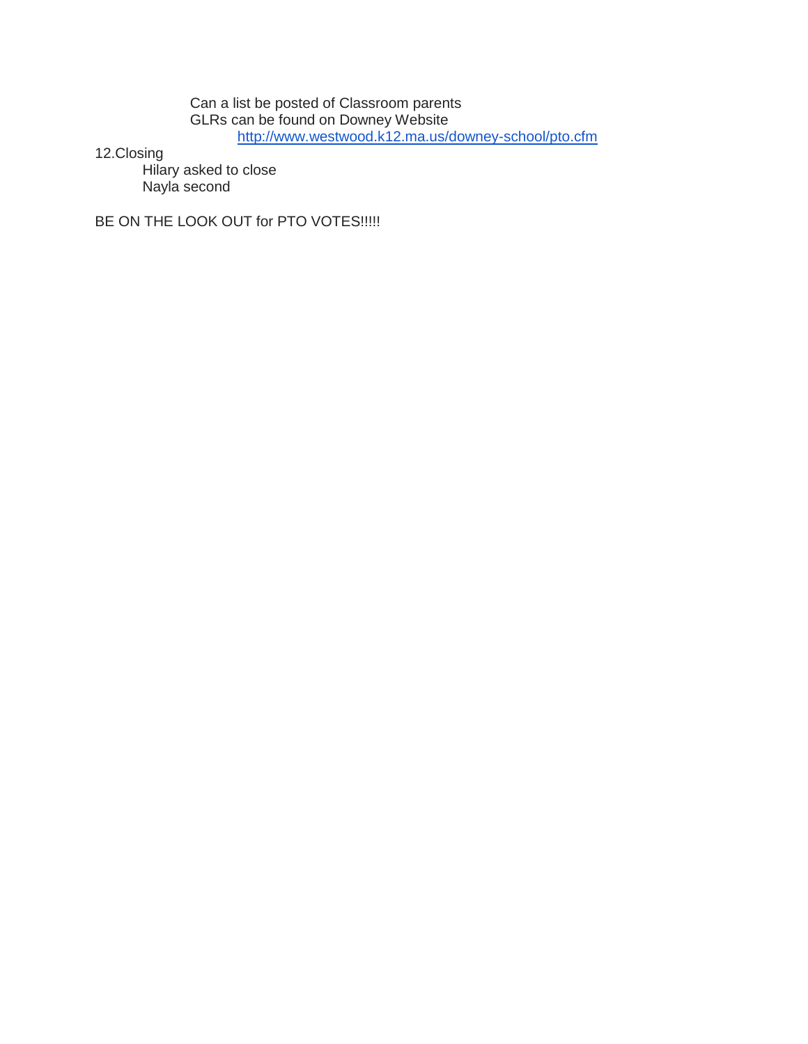Can a list be posted of Classroom parents
GLRs can be found on Downey Website
http://www.westwood.k12.ma.us/downey-school/pto.cfm

12.Closing

Hilary asked to close
Nayla second

BE ON THE LOOK OUT for PTO VOTES!!!!!